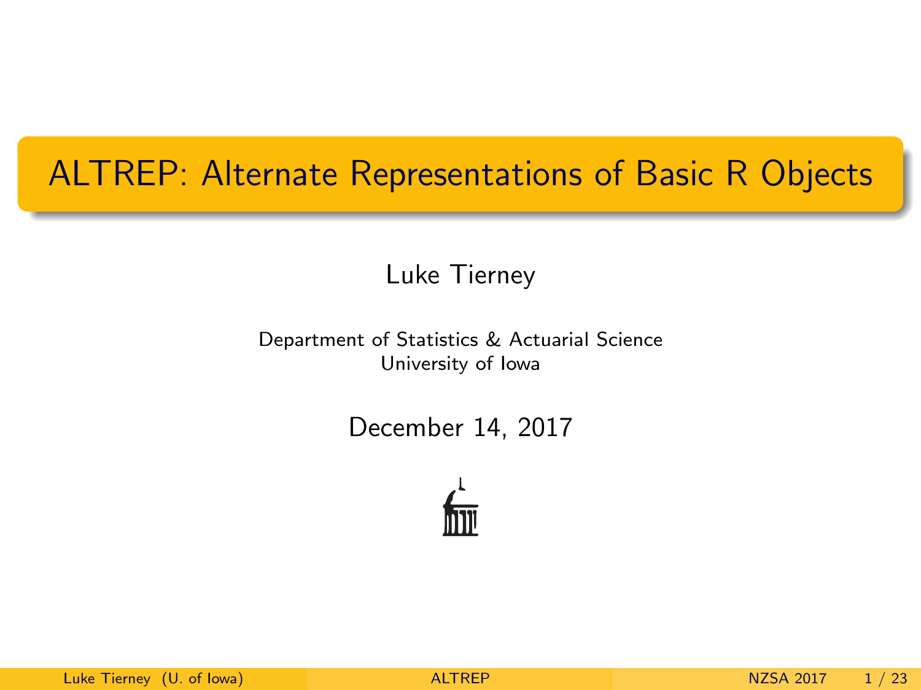# ALTREP: Alternate Representations of Basic R Objects

Luke Tierney

Department of Statistics & Actuarial Science
University of Iowa

December 14, 2017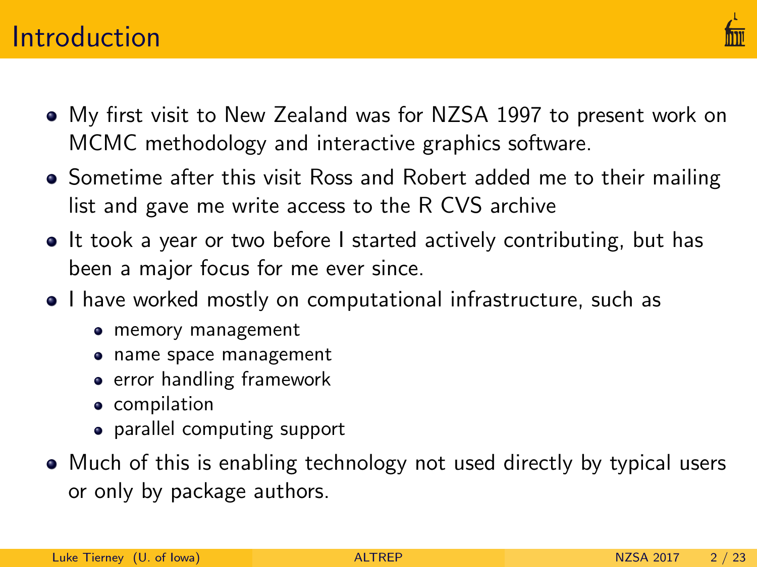# Introduction

- My first visit to New Zealand was for NZSA 1997 to present work on MCMC methodology and interactive graphics software.
- Sometime after this visit Ross and Robert added me to their mailing list and gave me write access to the R CVS archive
- It took a year or two before I started actively contributing, but has been a major focus for me ever since.
- I have worked mostly on computational infrastructure, such as
  - memory management
  - name space management
  - error handling framework
  - compilation
  - parallel computing support
- Much of this is enabling technology not used directly by typical users or only by package authors.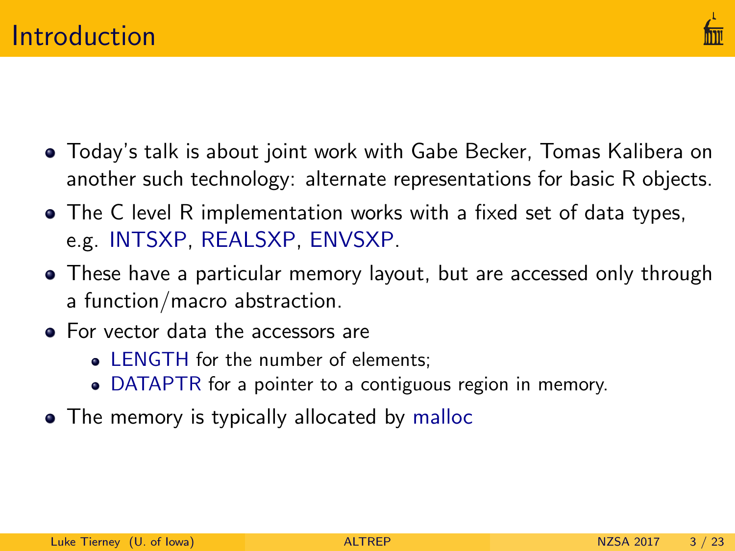# Introduction

- Today's talk is about joint work with Gabe Becker, Tomas Kalibera on another such technology: alternate representations for basic R objects.
- The C level R implementation works with a fixed set of data types, e.g. INTSXP, REALSXP, ENVSXP.
- These have a particular memory layout, but are accessed only through a function/macro abstraction.
- For vector data the accessors are
  - LENGTH for the number of elements;
  - DATAPTR for a pointer to a contiguous region in memory.
- The memory is typically allocated by malloc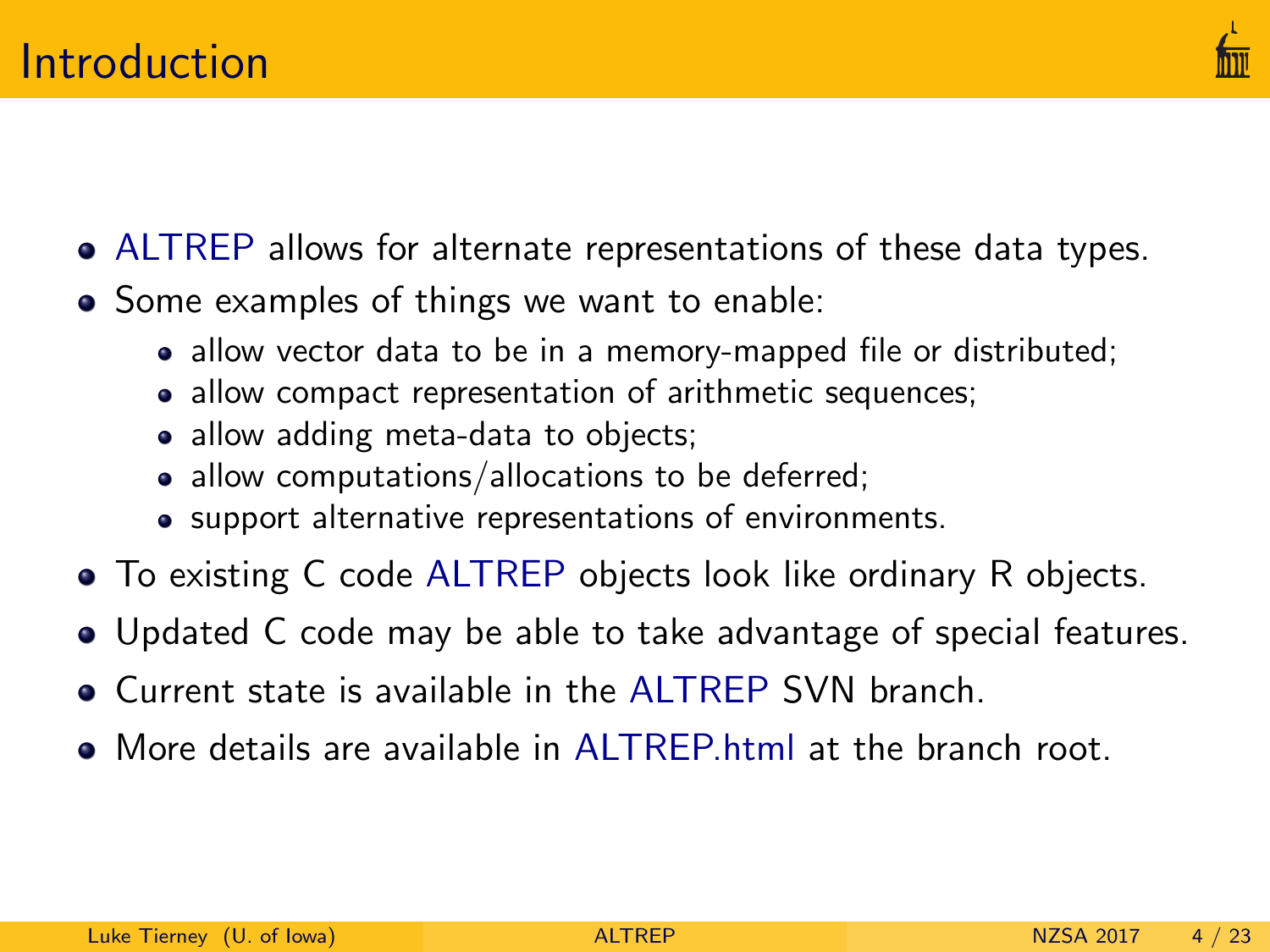# Introduction

- ALTREP allows for alternate representations of these data types.
- Some examples of things we want to enable:
  - allow vector data to be in a memory-mapped file or distributed;
  - allow compact representation of arithmetic sequences;
  - allow adding meta-data to objects;
  - allow computations/allocations to be deferred;
  - support alternative representations of environments.
- To existing C code ALTREP objects look like ordinary R objects.
- Updated C code may be able to take advantage of special features.
- Current state is available in the ALTREP SVN branch.
- More details are available in ALTREP.html at the branch root.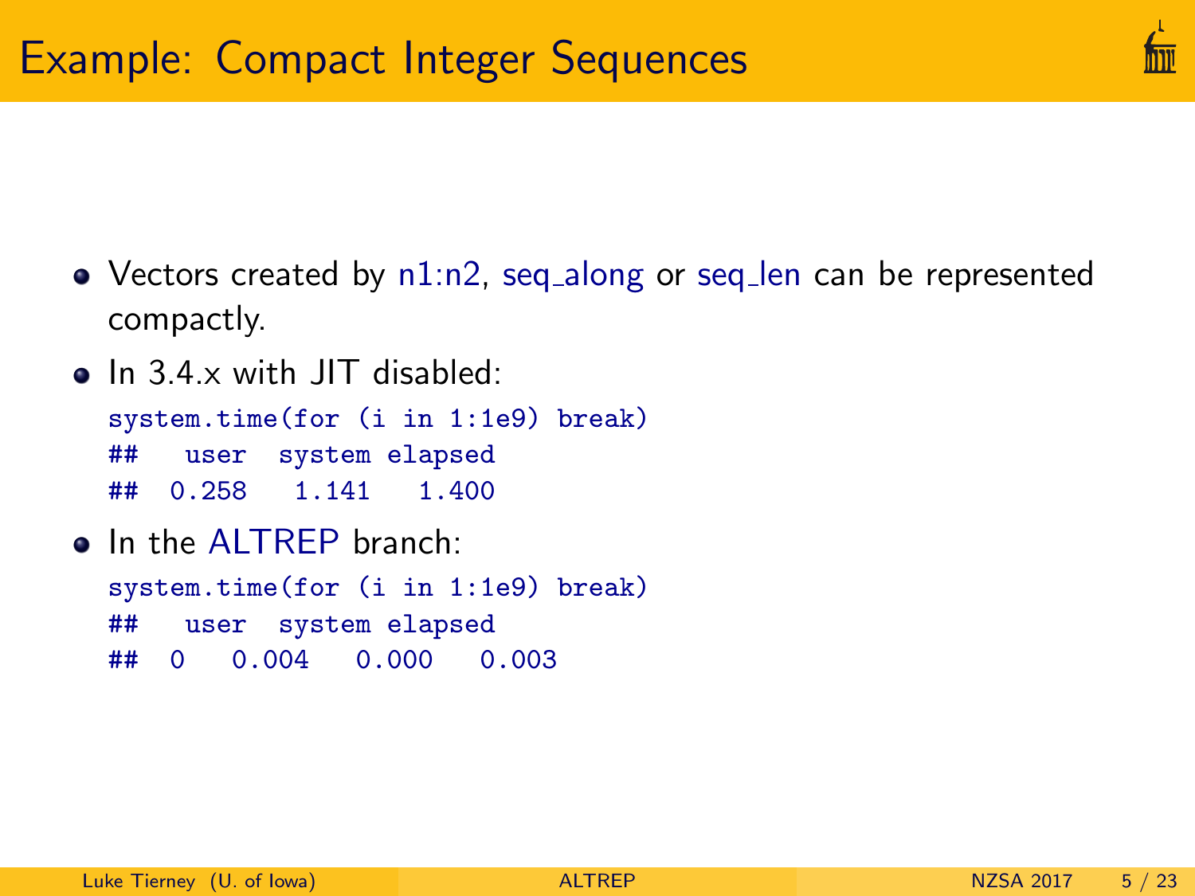# Example: Compact Integer Sequences

- Vectors created by n1:n2, seq_along or seq_len can be represented compactly.
- In 3.4.x with JIT disabled:

```
system.time(for (i in 1:1e9) break)
##    user  system elapsed
##   0.258   1.141   1.400
```

- In the ALTREP branch:

```
system.time(for (i in 1:1e9) break)
##    user  system elapsed
##  0   0.004   0.000   0.003
```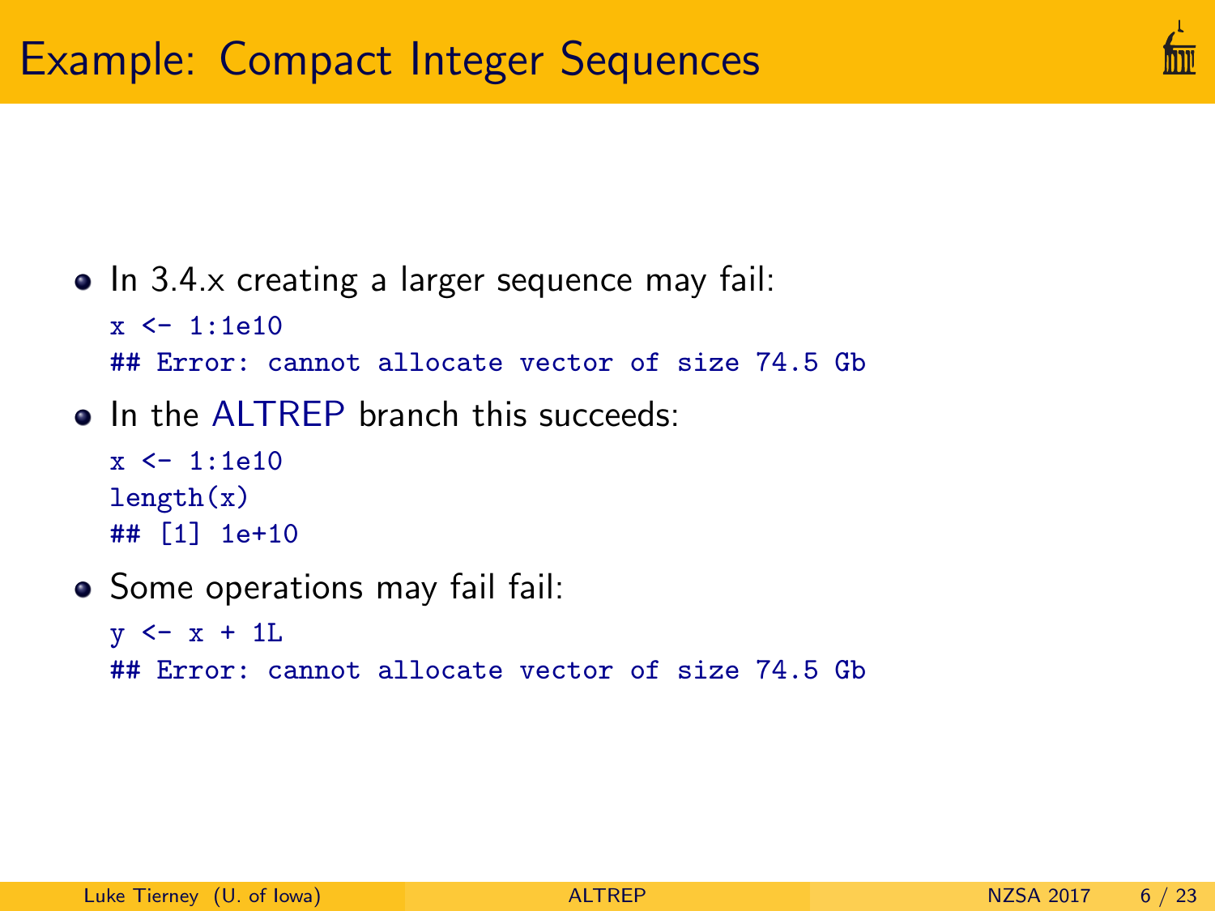# Example: Compact Integer Sequences

- In 3.4.x creating a larger sequence may fail:

```
x <- 1:1e10
## Error: cannot allocate vector of size 74.5 Gb
```

- In the ALTREP branch this succeeds:

```
x <- 1:1e10
length(x)
## [1] 1e+10
```

- Some operations may fail fail:

```
y <- x + 1L
## Error: cannot allocate vector of size 74.5 Gb
```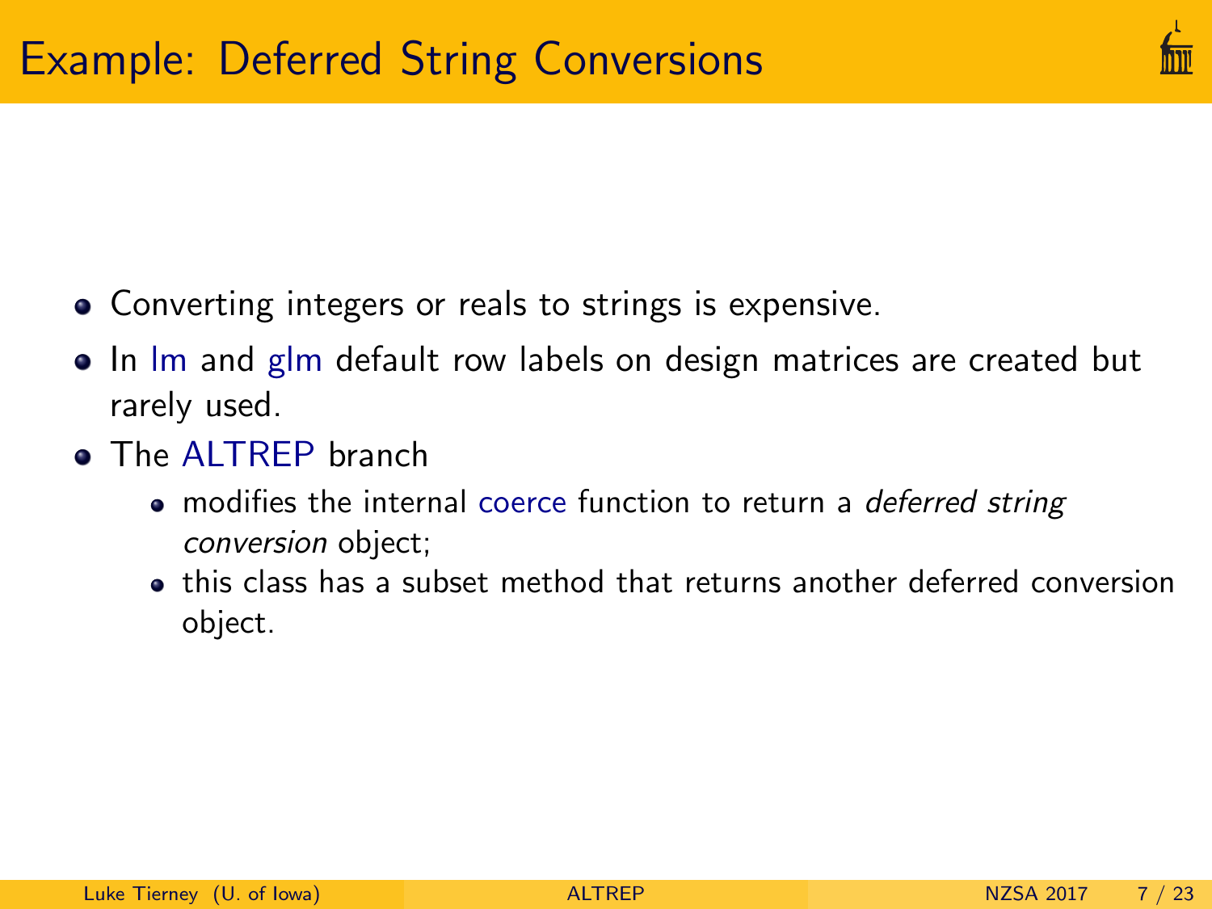# Example: Deferred String Conversions

- Converting integers or reals to strings is expensive.
- In lm and glm default row labels on design matrices are created but rarely used.
- The ALTREP branch
  - modifies the internal coerce function to return a *deferred string conversion* object;
  - this class has a subset method that returns another deferred conversion object.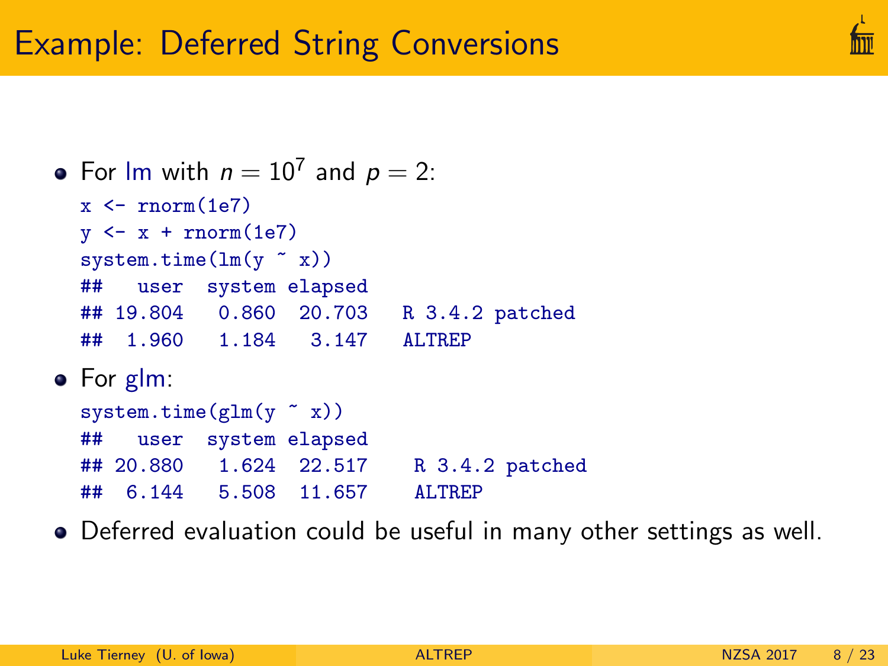# Example: Deferred String Conversions

- For lm with $n = 10^7$ and $p = 2$:

```
x <- rnorm(1e7)
y <- x + rnorm(1e7)
system.time(lm(y ~ x))
##   user  system elapsed
## 19.804   0.860  20.703   R 3.4.2 patched
##  1.960   1.184   3.147   ALTREP
```

- For glm:

```
system.time(glm(y ~ x))
##   user  system elapsed
## 20.880   1.624  22.517    R 3.4.2 patched
##  6.144   5.508  11.657    ALTREP
```

- Deferred evaluation could be useful in many other settings as well.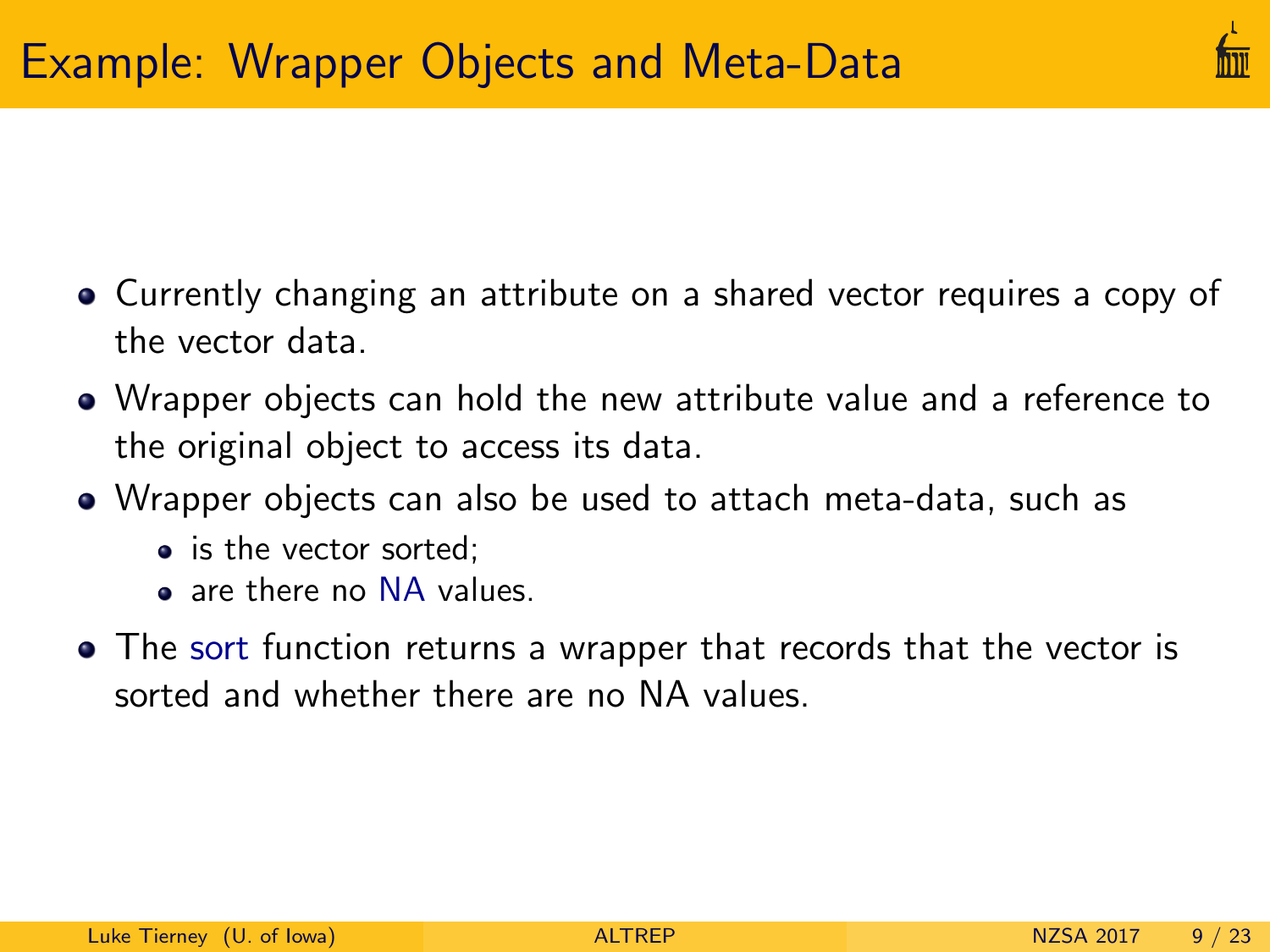# Example: Wrapper Objects and Meta-Data

- Currently changing an attribute on a shared vector requires a copy of the vector data.
- Wrapper objects can hold the new attribute value and a reference to the original object to access its data.
- Wrapper objects can also be used to attach meta-data, such as
  - is the vector sorted;
  - are there no NA values.
- The sort function returns a wrapper that records that the vector is sorted and whether there are no NA values.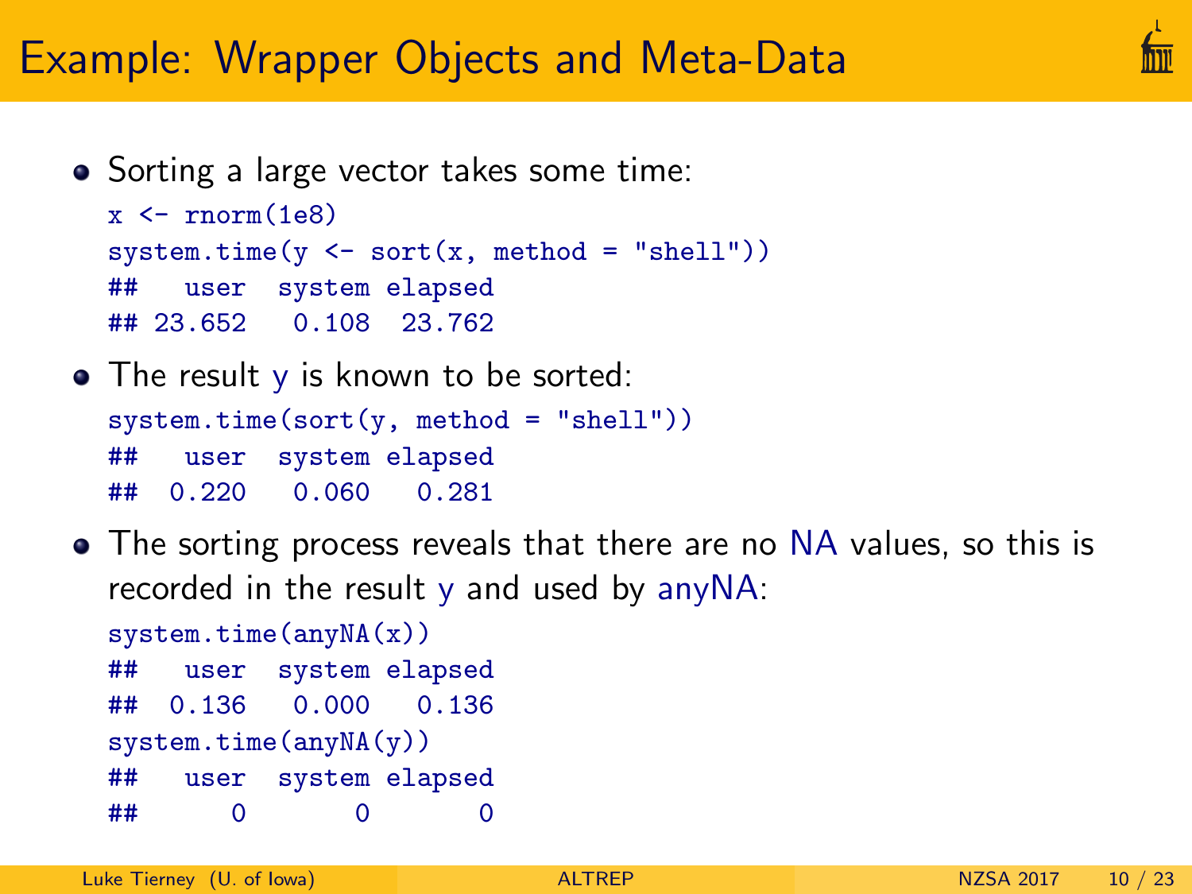# Example: Wrapper Objects and Meta-Data

- Sorting a large vector takes some time:

```
x <- rnorm(1e8)
system.time(y <- sort(x, method = "shell"))
##    user  system elapsed
## 23.652   0.108  23.762
```

- The result y is known to be sorted:

```
system.time(sort(y, method = "shell"))
##    user  system elapsed
##   0.220   0.060   0.281
```

- The sorting process reveals that there are no NA values, so this is recorded in the result y and used by anyNA:

```
system.time(anyNA(x))
##    user  system elapsed
##   0.136   0.000   0.136
system.time(anyNA(y))
##    user  system elapsed
##       0       0       0
```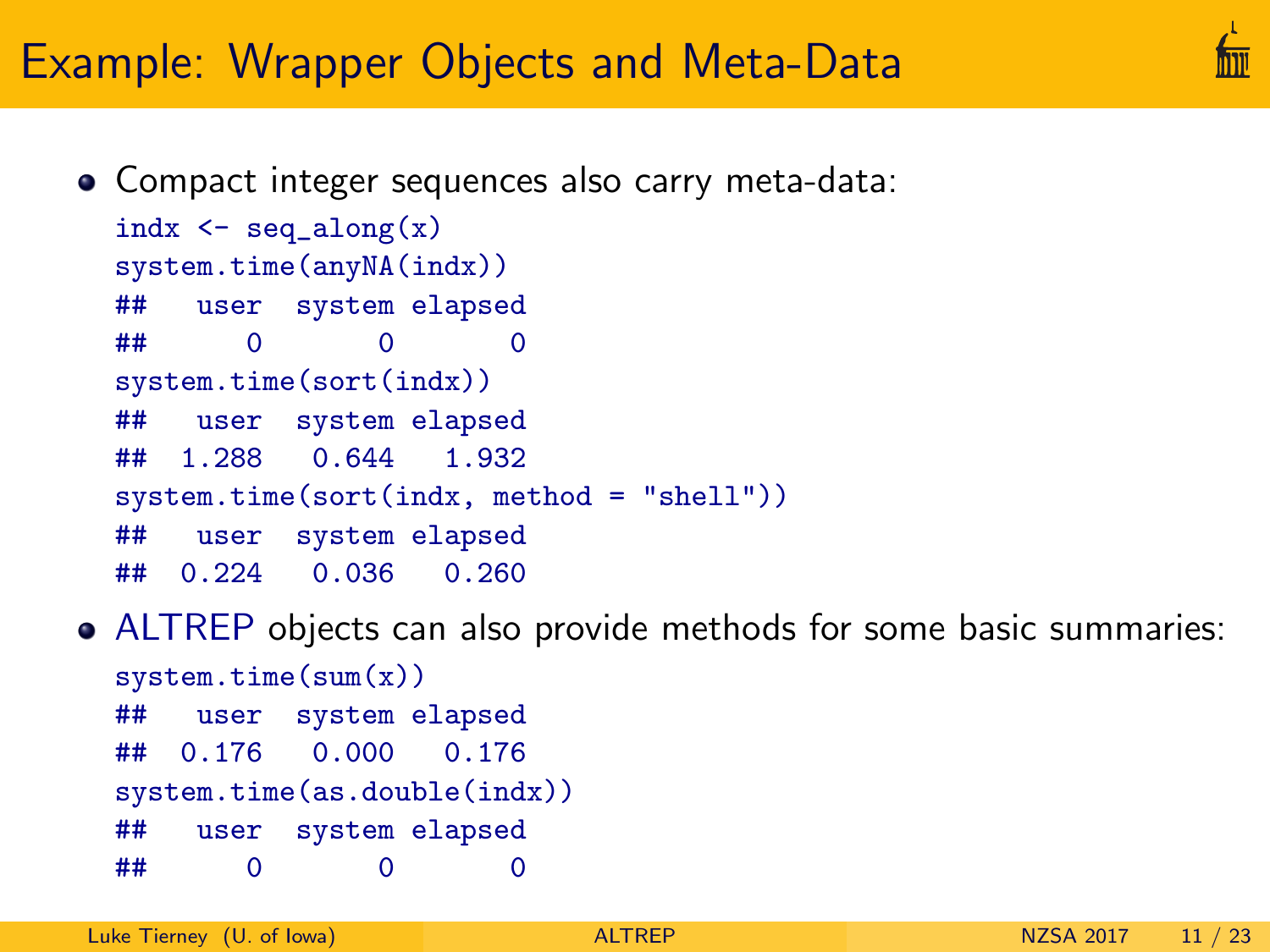# Example: Wrapper Objects and Meta-Data

- Compact integer sequences also carry meta-data:

```
indx <- seq_along(x)
system.time(anyNA(indx))
##    user  system elapsed
##       0       0       0
system.time(sort(indx))
##    user  system elapsed
##   1.288   0.644   1.932
system.time(sort(indx, method = "shell"))
##    user  system elapsed
##   0.224   0.036   0.260
```

- ALTREP objects can also provide methods for some basic summaries:

```
system.time(sum(x))
##    user  system elapsed
##   0.176   0.000   0.176
system.time(as.double(indx))
##    user  system elapsed
##       0       0       0
```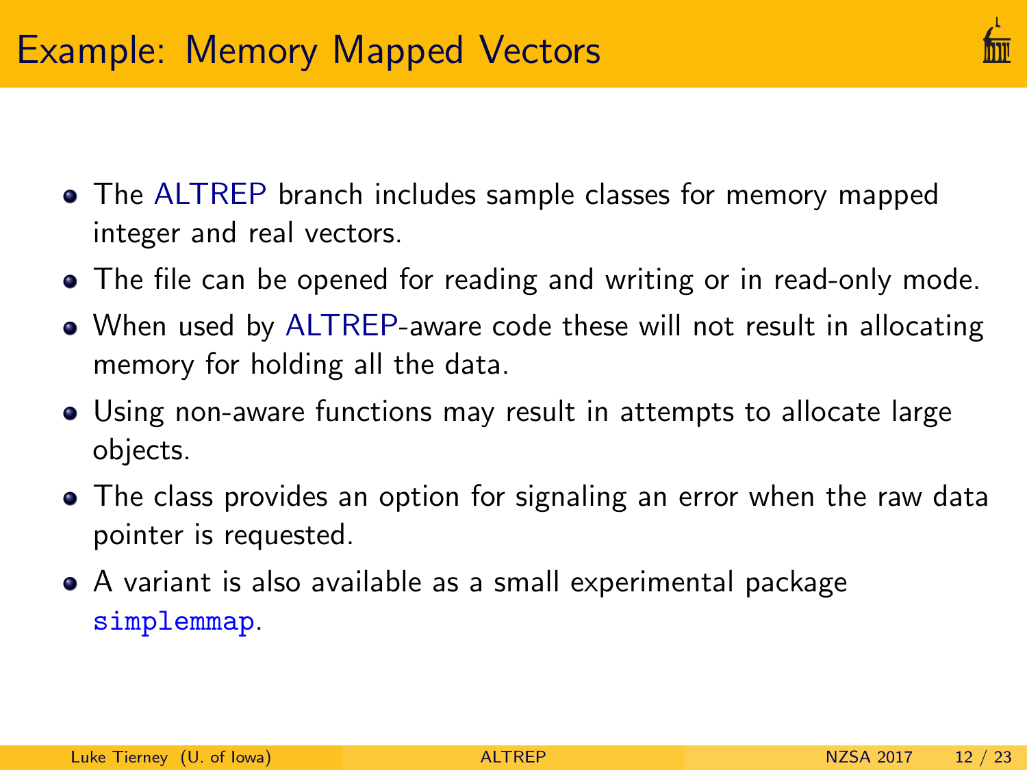# Example: Memory Mapped Vectors

- The ALTREP branch includes sample classes for memory mapped integer and real vectors.
- The file can be opened for reading and writing or in read-only mode.
- When used by ALTREP-aware code these will not result in allocating memory for holding all the data.
- Using non-aware functions may result in attempts to allocate large objects.
- The class provides an option for signaling an error when the raw data pointer is requested.
- A variant is also available as a small experimental package `simplemmap`.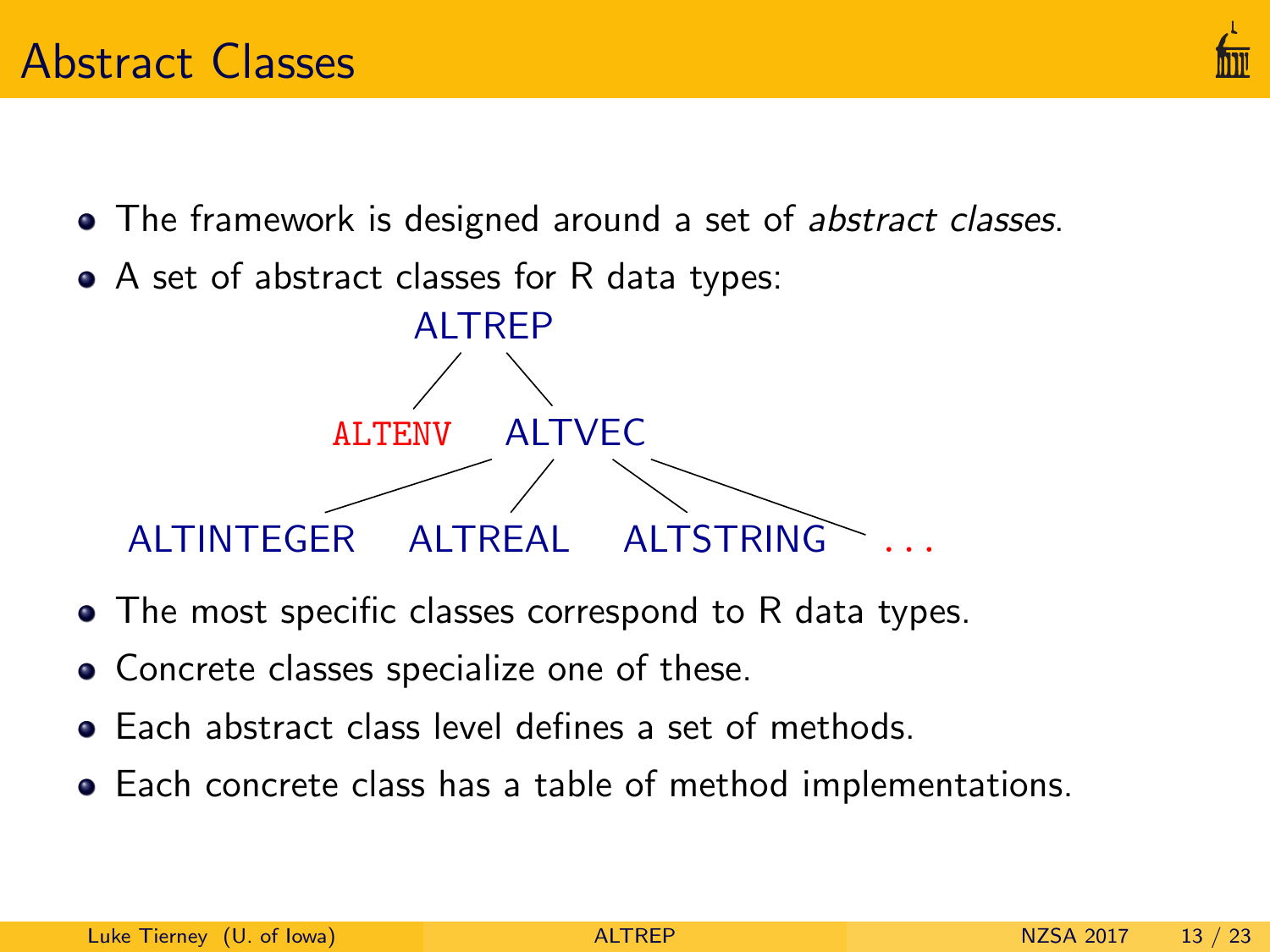# Abstract Classes

- The framework is designed around a set of *abstract classes*.
- A set of abstract classes for R data types:

```
                ALTREP
               /      \
          ALTENV     ALTVEC
              /      /    \      \
   ALTINTEGER  ALTREAL  ALTSTRING  ...
```

- The most specific classes correspond to R data types.
- Concrete classes specialize one of these.
- Each abstract class level defines a set of methods.
- Each concrete class has a table of method implementations.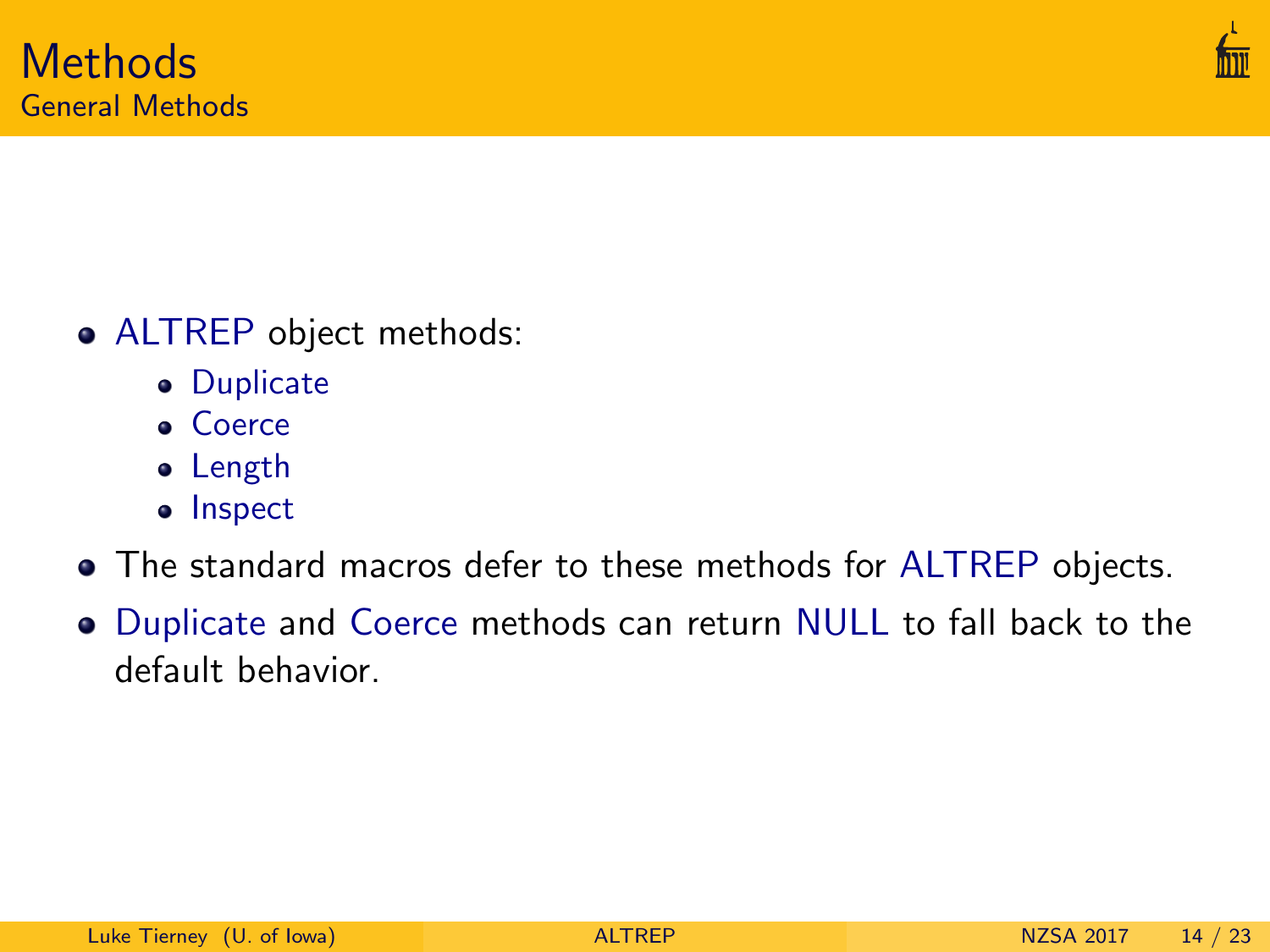# Methods

## General Methods

- ALTREP object methods:
  - Duplicate
  - Coerce
  - Length
  - Inspect
- The standard macros defer to these methods for ALTREP objects.
- Duplicate and Coerce methods can return NULL to fall back to the default behavior.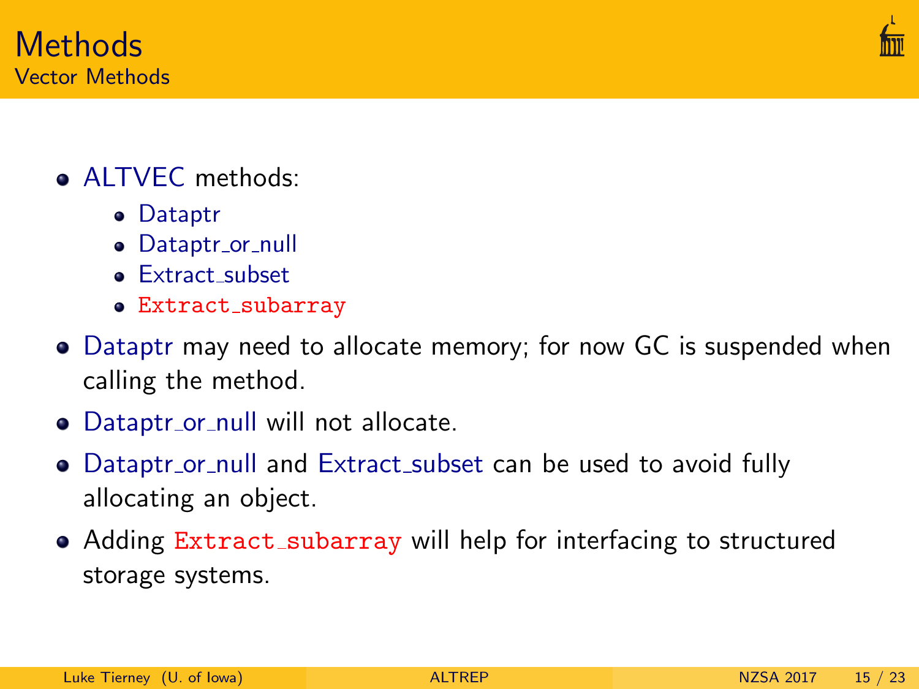# Methods

## Vector Methods

- ALTVEC methods:
  - Dataptr
  - Dataptr_or_null
  - Extract_subset
  - `Extract_subarray`
- Dataptr may need to allocate memory; for now GC is suspended when calling the method.
- Dataptr_or_null will not allocate.
- Dataptr_or_null and Extract_subset can be used to avoid fully allocating an object.
- Adding `Extract_subarray` will help for interfacing to structured storage systems.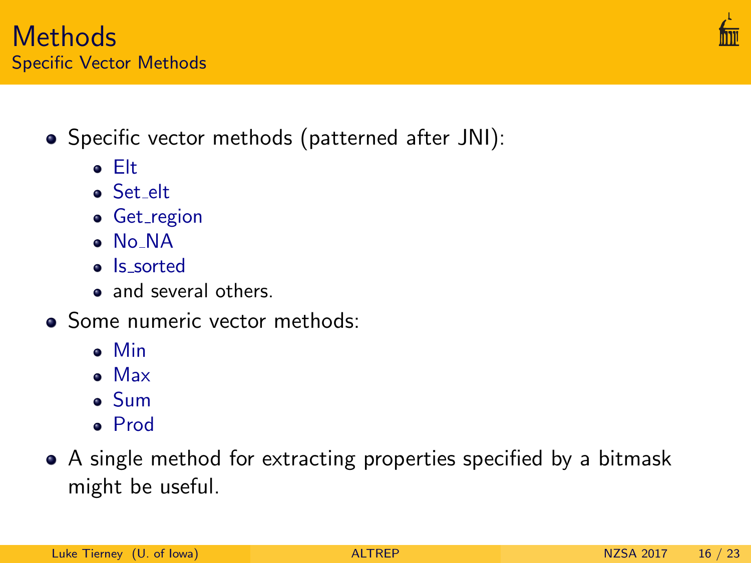# Methods

## Specific Vector Methods

- Specific vector methods (patterned after JNI):
  - Elt
  - Set_elt
  - Get_region
  - No_NA
  - Is_sorted
  - and several others.
- Some numeric vector methods:
  - Min
  - Max
  - Sum
  - Prod
- A single method for extracting properties specified by a bitmask might be useful.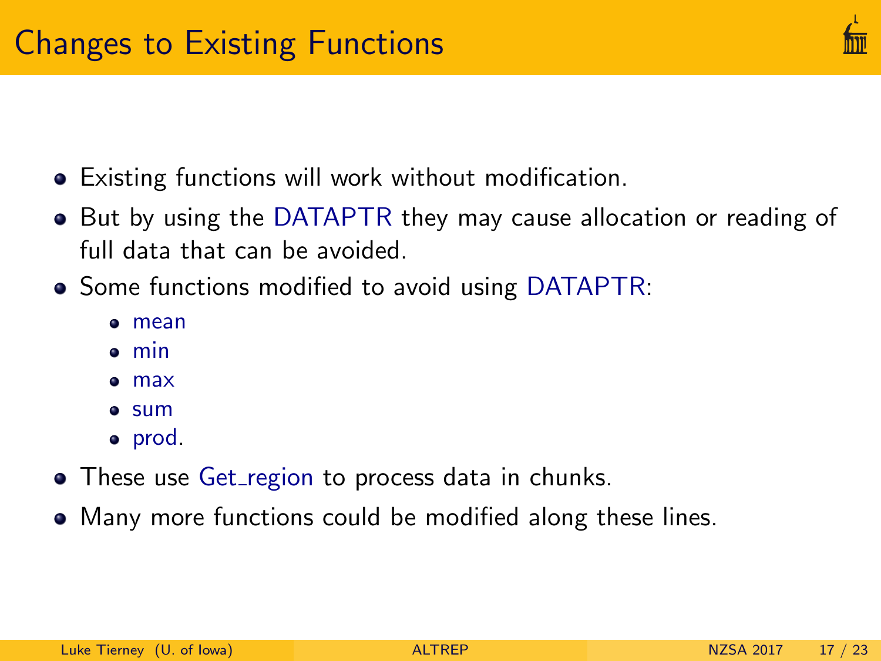# Changes to Existing Functions

- Existing functions will work without modification.
- But by using the DATAPTR they may cause allocation or reading of full data that can be avoided.
- Some functions modified to avoid using DATAPTR:
  - mean
  - min
  - max
  - sum
  - prod.
- These use Get_region to process data in chunks.
- Many more functions could be modified along these lines.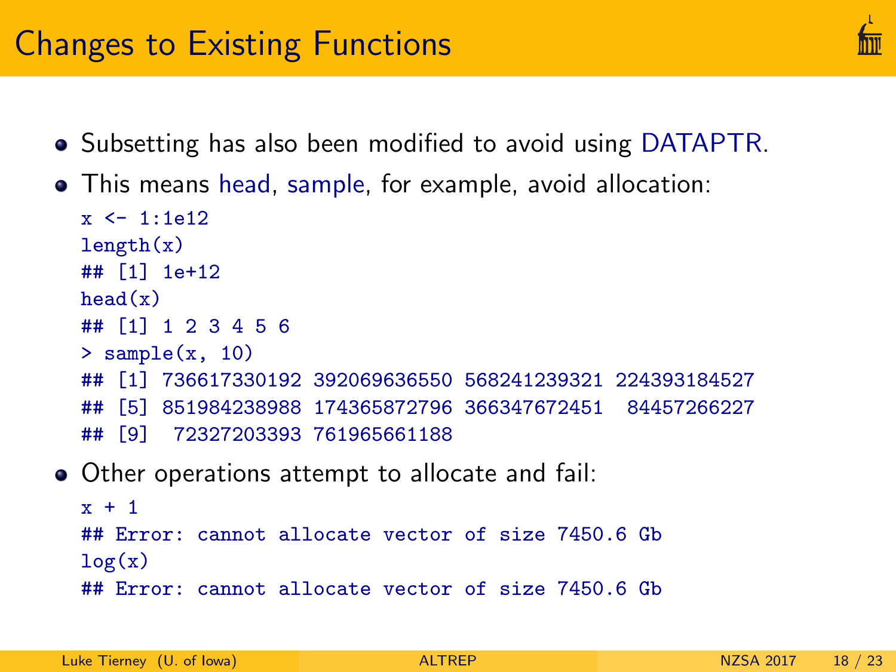# Changes to Existing Functions

- Subsetting has also been modified to avoid using DATAPTR.
- This means head, sample, for example, avoid allocation:

```
x <- 1:1e12
length(x)
## [1] 1e+12
head(x)
## [1] 1 2 3 4 5 6
> sample(x, 10)
## [1] 736617330192 392069636550 568241239321 224393184527
## [5] 851984238988 174365872796 366347672451  84457266227
## [9]  72327203393 761965661188
```

- Other operations attempt to allocate and fail:

```
x + 1
## Error: cannot allocate vector of size 7450.6 Gb
log(x)
## Error: cannot allocate vector of size 7450.6 Gb
```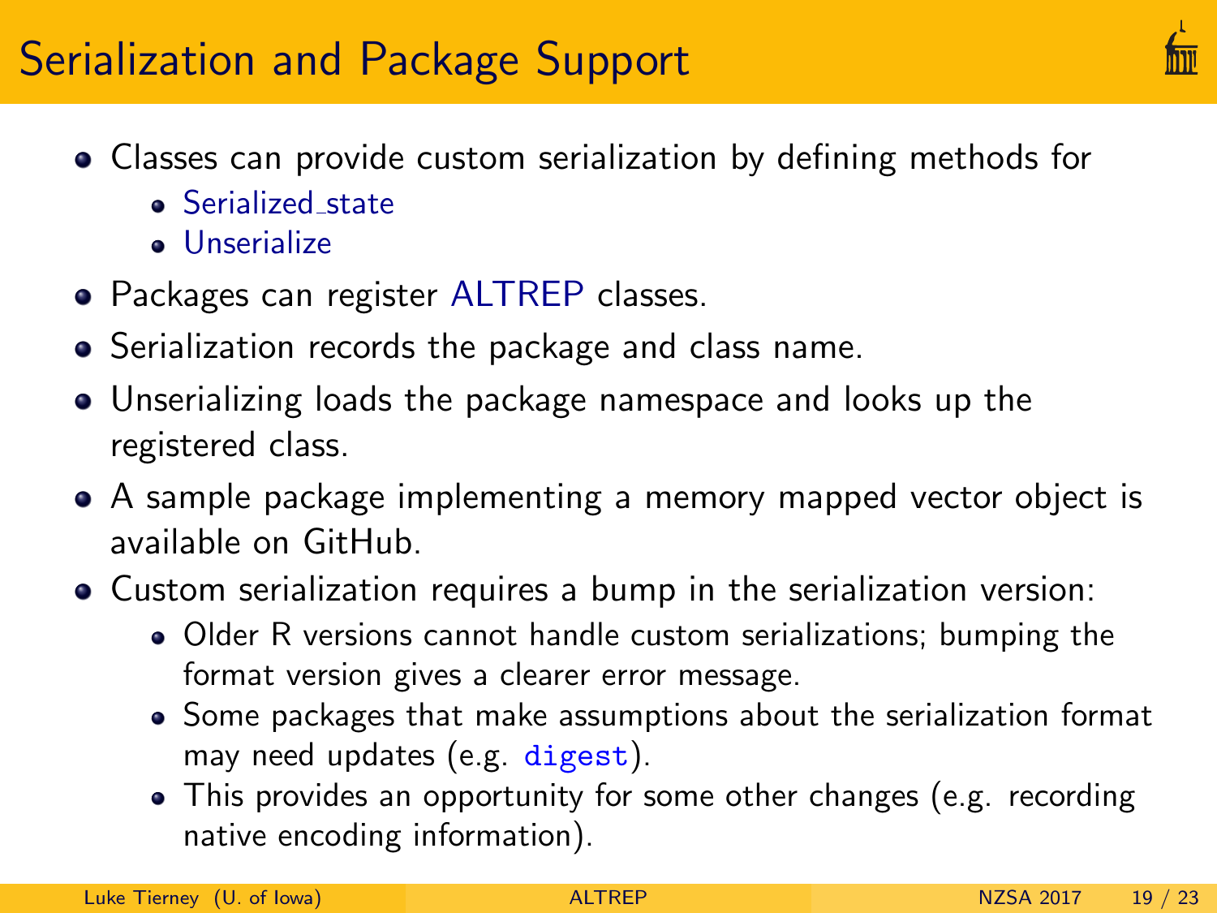# Serialization and Package Support

- Classes can provide custom serialization by defining methods for
  - Serialized_state
  - Unserialize
- Packages can register ALTREP classes.
- Serialization records the package and class name.
- Unserializing loads the package namespace and looks up the registered class.
- A sample package implementing a memory mapped vector object is available on GitHub.
- Custom serialization requires a bump in the serialization version:
  - Older R versions cannot handle custom serializations; bumping the format version gives a clearer error message.
  - Some packages that make assumptions about the serialization format may need updates (e.g. `digest`).
  - This provides an opportunity for some other changes (e.g. recording native encoding information).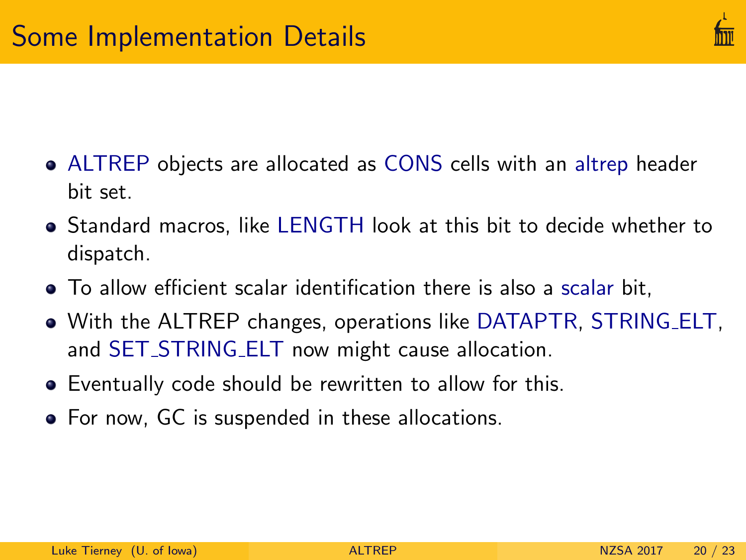# Some Implementation Details

- ALTREP objects are allocated as CONS cells with an altrep header bit set.
- Standard macros, like LENGTH look at this bit to decide whether to dispatch.
- To allow efficient scalar identification there is also a scalar bit,
- With the ALTREP changes, operations like DATAPTR, STRING_ELT, and SET_STRING_ELT now might cause allocation.
- Eventually code should be rewritten to allow for this.
- For now, GC is suspended in these allocations.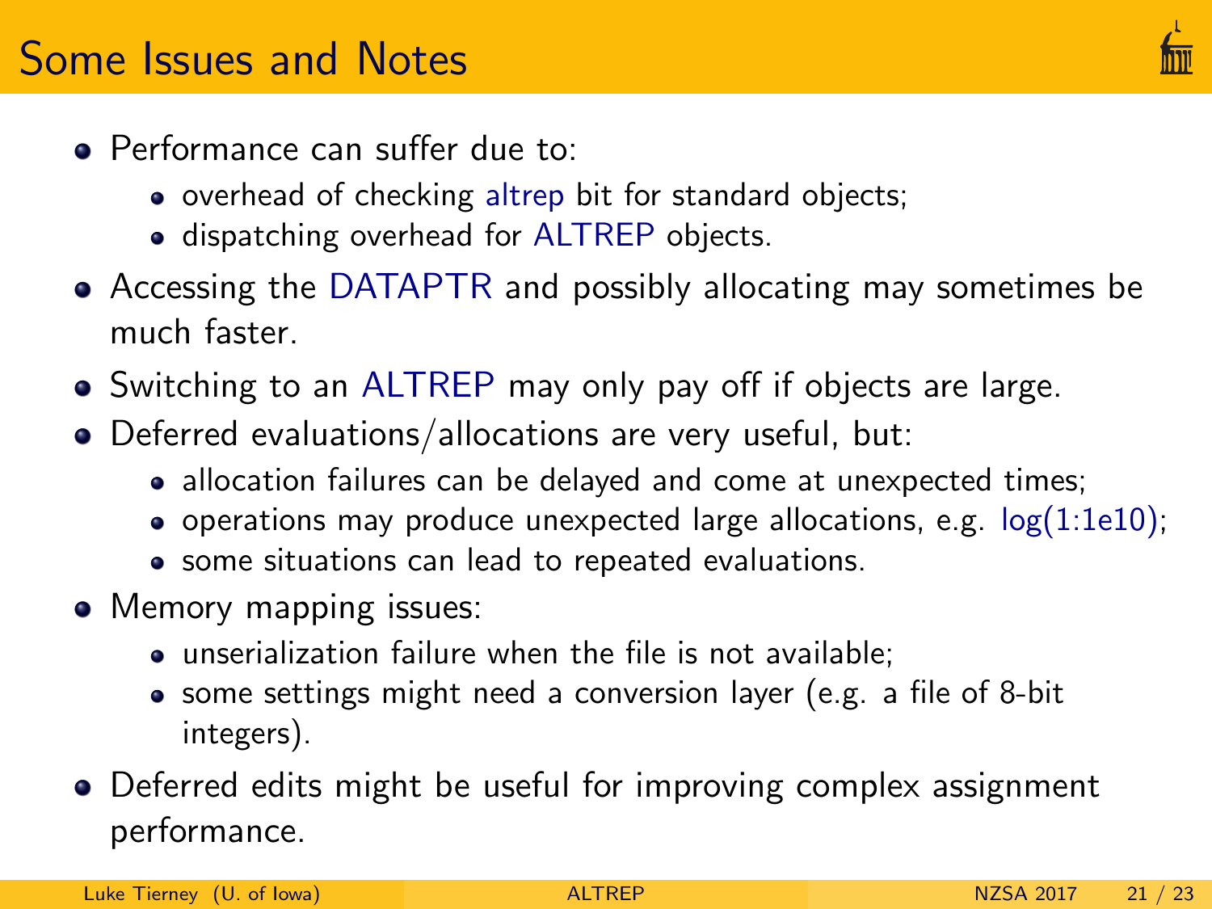# Some Issues and Notes

- Performance can suffer due to:
  - overhead of checking altrep bit for standard objects;
  - dispatching overhead for ALTREP objects.
- Accessing the DATAPTR and possibly allocating may sometimes be much faster.
- Switching to an ALTREP may only pay off if objects are large.
- Deferred evaluations/allocations are very useful, but:
  - allocation failures can be delayed and come at unexpected times;
  - operations may produce unexpected large allocations, e.g. log(1:1e10);
  - some situations can lead to repeated evaluations.
- Memory mapping issues:
  - unserialization failure when the file is not available;
  - some settings might need a conversion layer (e.g. a file of 8-bit integers).
- Deferred edits might be useful for improving complex assignment performance.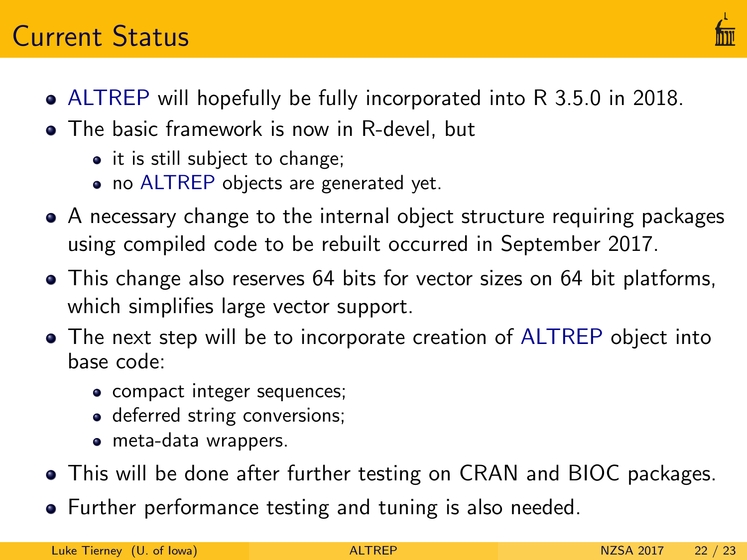# Current Status

- ALTREP will hopefully be fully incorporated into R 3.5.0 in 2018.
- The basic framework is now in R-devel, but
  - it is still subject to change;
  - no ALTREP objects are generated yet.
- A necessary change to the internal object structure requiring packages using compiled code to be rebuilt occurred in September 2017.
- This change also reserves 64 bits for vector sizes on 64 bit platforms, which simplifies large vector support.
- The next step will be to incorporate creation of ALTREP object into base code:
  - compact integer sequences;
  - deferred string conversions;
  - meta-data wrappers.
- This will be done after further testing on CRAN and BIOC packages.
- Further performance testing and tuning is also needed.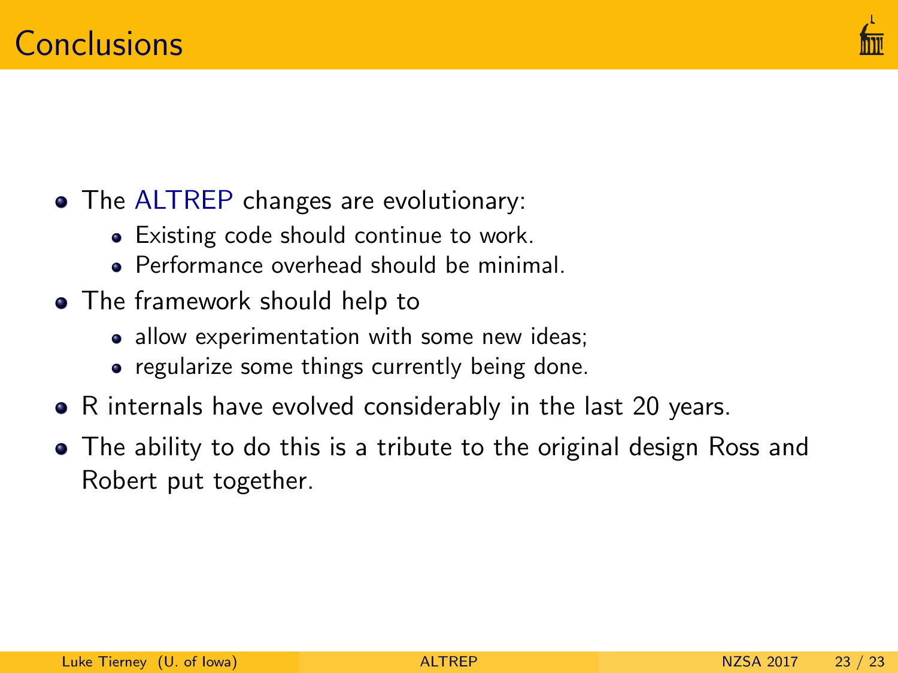# Conclusions

- The ALTREP changes are evolutionary:
  - Existing code should continue to work.
  - Performance overhead should be minimal.
- The framework should help to
  - allow experimentation with some new ideas;
  - regularize some things currently being done.
- R internals have evolved considerably in the last 20 years.
- The ability to do this is a tribute to the original design Ross and Robert put together.